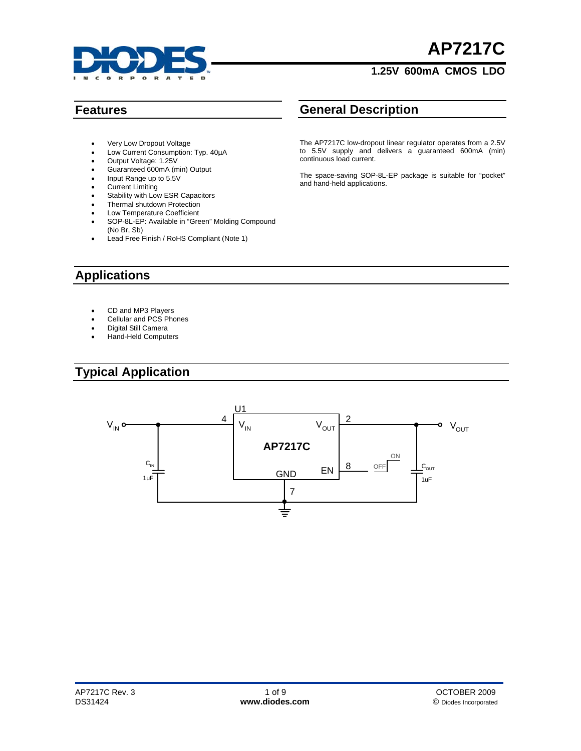# AP7217C

## 1.25V 600mA CMOS LDO

## Features

- Very Low Dropout Voltage
- Low Current Consumption: Typ. 40µA
- Output Voltage: 1.25V
- Guaranteed 600mA (min) Output
- Input Range up to 5.5V
- Current Limiting
- Stability with Low ESR Capacitors
- Thermal shutdown Protection
- Low Temperature Coefficient
- SOP-8L-EP: Available in "Green" Molding Compound (No Br, Sb)
- Lead Free Finish / RoHS Compliant (Note 1)

## General Description

The AP7217C low-dropout linear regulator operates from a 2.5V to 5.5V supply and delivers a guaranteed 600mA (min) continuous load current.

The space-saving SOP-8L-EP package is suitable for "pocket" and hand-held applications.

## Applications

- CD and MP3 Players
- Cellular and PCS Phones
- Digital Still Camera
- Hand-Held Computers

## Typical Application

U1 AP7217C: $V_{IN}$ (pin 4), $V_{OUT}$ (pin 2), EN (pin 8, OFF/ON), GND (pin 7); $C_{IN}$ 1uF, $C_{OUT}$ 1uF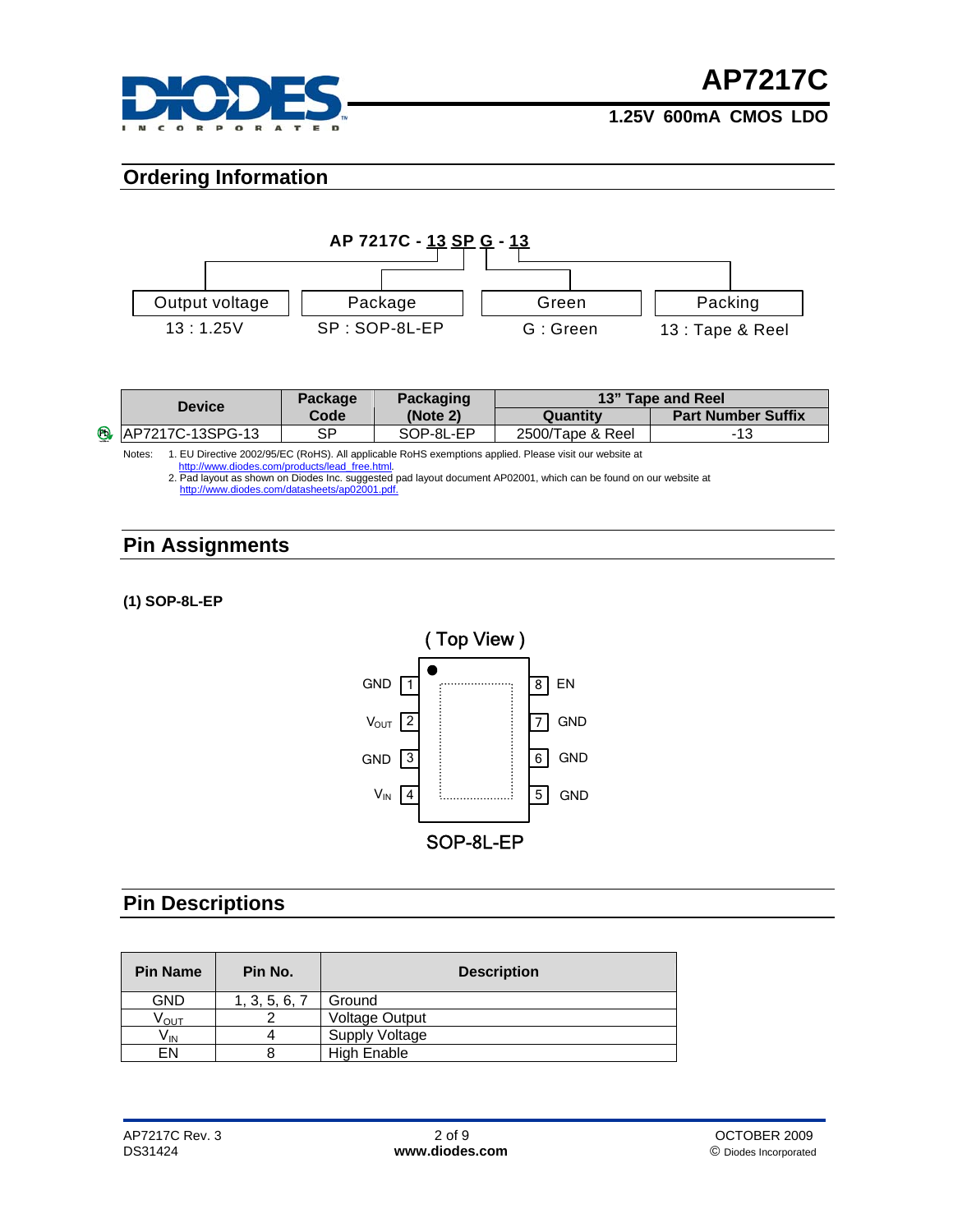## Ordering Information

AP 7217C - 13 SP G - 13

| Output voltage | Package | Green | Packing |
| --- | --- | --- | --- |
| 13 : 1.25V | SP : SOP-8L-EP | G : Green | 13 : Tape & Reel |

| Device | Package Code | Packaging (Note 2) | 13" Tape and Reel | |
| --- | --- | --- | --- | --- |
| | | | Quantity | Part Number Suffix |
| AP7217C-13SPG-13 | SP | SOP-8L-EP | 2500/Tape & Reel | -13 |

Notes: 1. EU Directive 2002/95/EC (RoHS). All applicable RoHS exemptions applied. Please visit our website at http://www.diodes.com/products/lead_free.html.
2. Pad layout as shown on Diodes Inc. suggested pad layout document AP02001, which can be found on our website at http://www.diodes.com/datasheets/ap02001.pdf.

## Pin Assignments

**(1) SOP-8L-EP**

( Top View )

| Pin | Name | Pin | Name |
| --- | --- | --- | --- |
| 1 | GND | 8 | EN |
| 2 | $V_{OUT}$ | 7 | GND |
| 3 | GND | 6 | GND |
| 4 | $V_{IN}$ | 5 | GND |

SOP-8L-EP

## Pin Descriptions

| Pin Name | Pin No. | Description |
| --- | --- | --- |
| GND | 1, 3, 5, 6, 7 | Ground |
| $V_{OUT}$ | 2 | Voltage Output |
| $V_{IN}$ | 4 | Supply Voltage |
| EN | 8 | High Enable |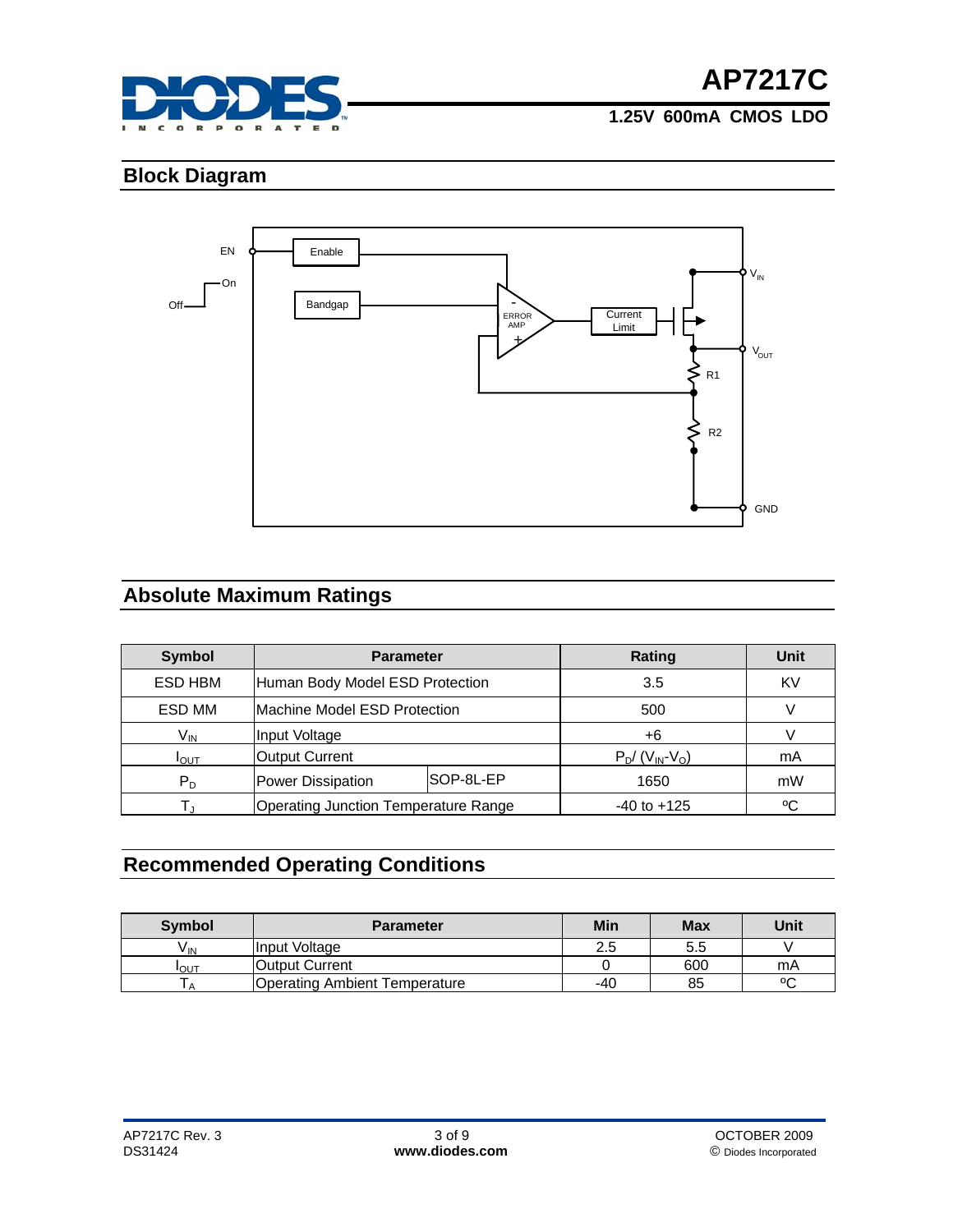## Block Diagram

## Absolute Maximum Ratings

| Symbol | Parameter | | Rating | Unit |
|---|---|---|---|---|
| ESD HBM | Human Body Model ESD Protection | | 3.5 | KV |
| ESD MM | Machine Model ESD Protection | | 500 | V |
| $V_{IN}$ | Input Voltage | | +6 | V |
| $I_{OUT}$ | Output Current | | $P_D/(V_{IN}-V_O)$ | mA |
| $P_D$ | Power Dissipation | SOP-8L-EP | 1650 | mW |
| $T_J$ | Operating Junction Temperature Range | | -40 to +125 | ºC |

## Recommended Operating Conditions

| Symbol | Parameter | Min | Max | Unit |
|---|---|---|---|---|
| $V_{IN}$ | Input Voltage | 2.5 | 5.5 | V |
| $I_{OUT}$ | Output Current | 0 | 600 | mA |
| $T_A$ | Operating Ambient Temperature | -40 | 85 | ºC |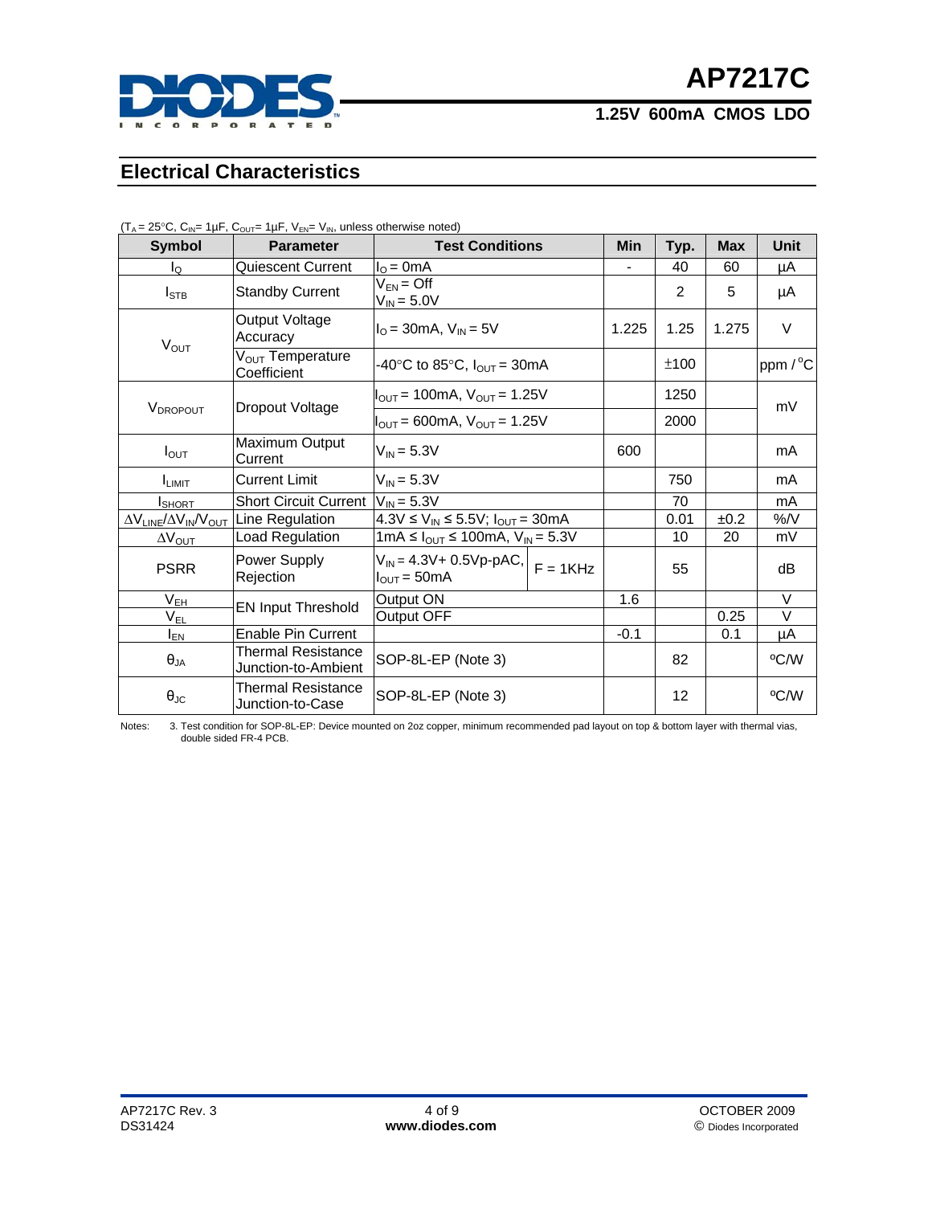## Electrical Characteristics

($T_A$ = 25°C, $C_{IN}$= 1μF, $C_{OUT}$= 1μF, $V_{EN}$= $V_{IN}$, unless otherwise noted)

| Symbol | Parameter | Test Conditions | | Min | Typ. | Max | Unit |
|---|---|---|---|---|---|---|---|
| $I_Q$ | Quiescent Current | $I_O$ = 0mA | | - | 40 | 60 | μA |
| $I_{STB}$ | Standby Current | $V_{EN}$ = Off, $V_{IN}$ = 5.0V | | | 2 | 5 | μA |
| $V_{OUT}$ | Output Voltage Accuracy | $I_O$ = 30mA, $V_{IN}$ = 5V | | 1.225 | 1.25 | 1.275 | V |
| | $V_{OUT}$ Temperature Coefficient | -40°C to 85°C, $I_{OUT}$ = 30mA | | | ±100 | | ppm / °C |
| $V_{DROPOUT}$ | Dropout Voltage | $I_{OUT}$ = 100mA, $V_{OUT}$ = 1.25V | | | 1250 | | mV |
| | | $I_{OUT}$ = 600mA, $V_{OUT}$ = 1.25V | | | 2000 | | |
| $I_{OUT}$ | Maximum Output Current | $V_{IN}$ = 5.3V | | 600 | | | mA |
| $I_{LIMIT}$ | Current Limit | $V_{IN}$ = 5.3V | | | 750 | | mA |
| $I_{SHORT}$ | Short Circuit Current | $V_{IN}$ = 5.3V | | | 70 | | mA |
| $\Delta V_{LINE}/\Delta V_{IN}/V_{OUT}$ | Line Regulation | 4.3V ≤ $V_{IN}$ ≤ 5.5V; $I_{OUT}$ = 30mA | | | 0.01 | ±0.2 | %/V |
| $\Delta V_{OUT}$ | Load Regulation | 1mA ≤ $I_{OUT}$ ≤ 100mA, $V_{IN}$ = 5.3V | | | 10 | 20 | mV |
| PSRR | Power Supply Rejection | $V_{IN}$ = 4.3V+ 0.5Vp-pAC, $I_{OUT}$ = 50mA | F = 1KHz | | 55 | | dB |
| $V_{EH}$ | EN Input Threshold | Output ON | | 1.6 | | | V |
| $V_{EL}$ | | Output OFF | | | | 0.25 | V |
| $I_{EN}$ | Enable Pin Current | | | -0.1 | | 0.1 | μA |
| $\theta_{JA}$ | Thermal Resistance Junction-to-Ambient | SOP-8L-EP (Note 3) | | | 82 | | ºC/W |
| $\theta_{JC}$ | Thermal Resistance Junction-to-Case | SOP-8L-EP (Note 3) | | | 12 | | ºC/W |

Notes: 3. Test condition for SOP-8L-EP: Device mounted on 2oz copper, minimum recommended pad layout on top & bottom layer with thermal vias, double sided FR-4 PCB.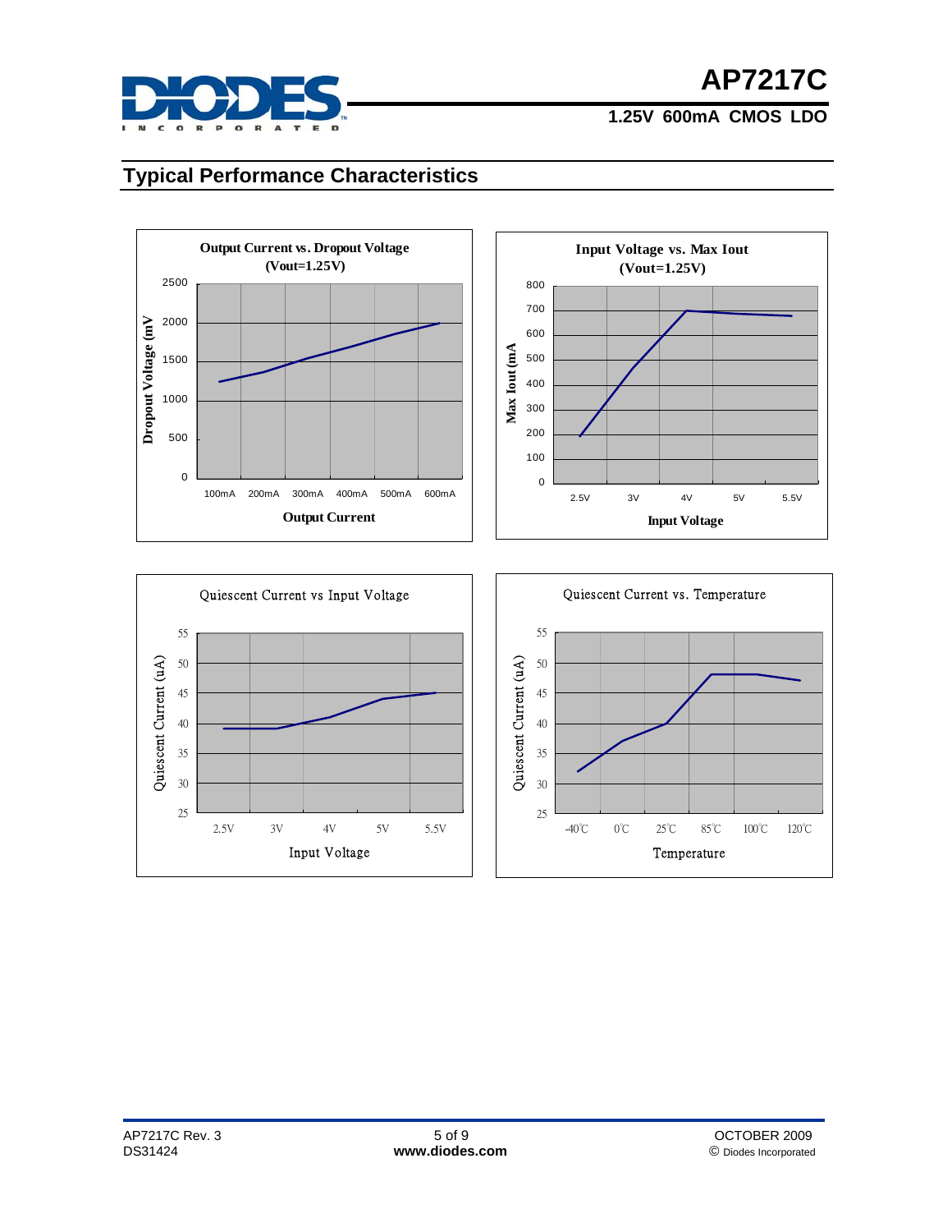## Typical Performance Characteristics

**Output Current vs. Dropout Voltage (Vout=1.25V)**

Dropout Voltage (mV): 0, 500, 1000, 1500, 2000, 2500

Output Current: 100mA, 200mA, 300mA, 400mA, 500mA, 600mA

**Input Voltage vs. Max Iout (Vout=1.25V)**

Max Iout (mA): 0, 100, 200, 300, 400, 500, 600, 700, 800

Input Voltage: 2.5V, 3V, 4V, 5V, 5.5V

**Quiescent Current vs Input Voltage**

Quiescent Current (uA): 25, 30, 35, 40, 45, 50, 55

Input Voltage: 2.5V, 3V, 4V, 5V, 5.5V

**Quiescent Current vs. Temperature**

Quiescent Current (uA): 25, 30, 35, 40, 45, 50, 55

Temperature: -40℃, 0℃, 25℃, 85℃, 100℃, 120℃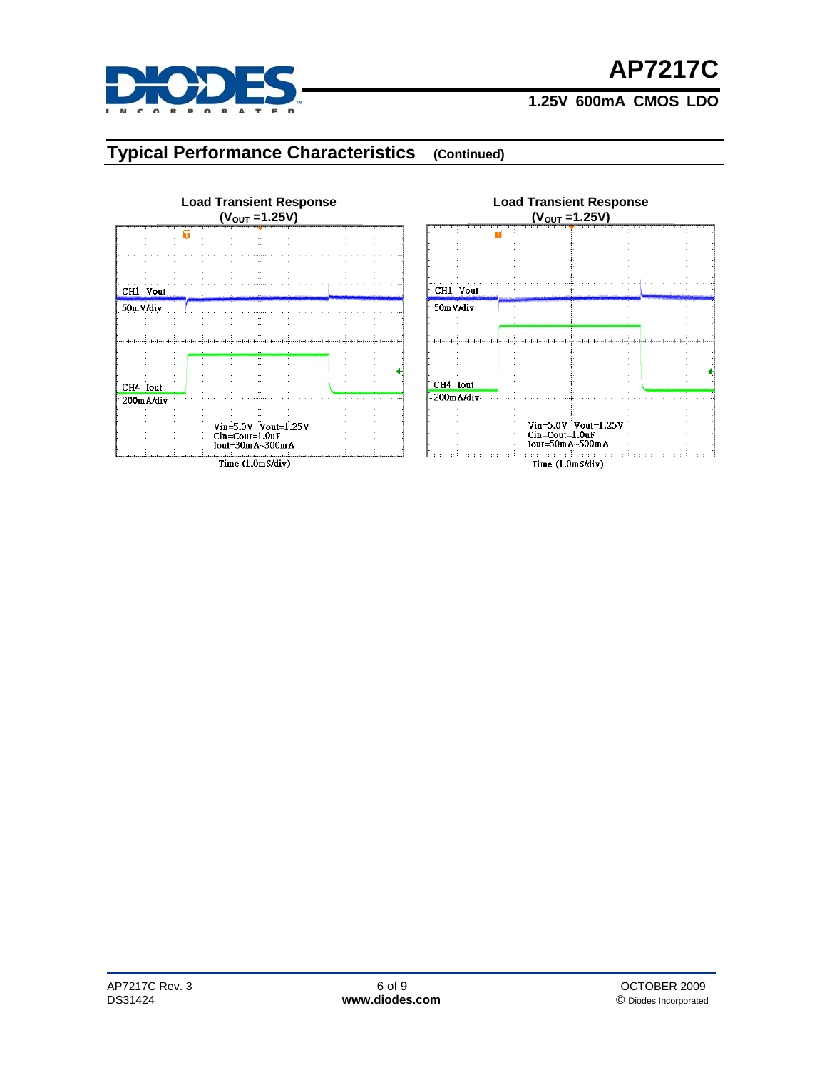## Typical Performance Characteristics (Continued)

**Load Transient Response**
**($V_{OUT}$ =1.25V)**

CH1 Vout
50mV/div

CH4 Iout
200mA/div

Vin=5.0V Vout=1.25V
Cin=Cout=1.0uF
Iout=30mA~300mA

Time (1.0mS/div)

**Load Transient Response**
**($V_{OUT}$ =1.25V)**

CH1 Vout
50mV/div

CH4 Iout
200mA/div

Vin=5.0V Vout=1.25V
Cin=Cout=1.0uF
Iout=50mA~500mA

Time (1.0mS/div)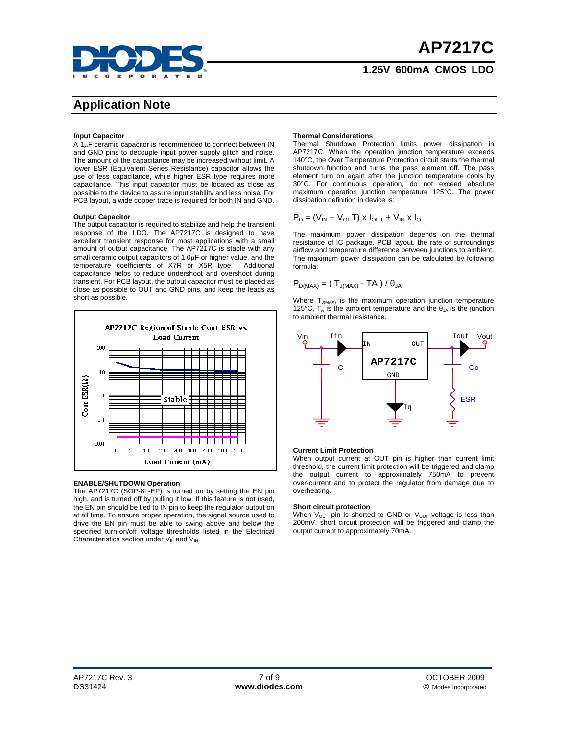## Application Note

#### Input Capacitor

A 1μF ceramic capacitor is recommended to connect between IN and GND pins to decouple input power supply glitch and noise. The amount of the capacitance may be increased without limit. A lower ESR (Equivalent Series Resistance) capacitor allows the use of less capacitance, while higher ESR type requires more capacitance. This input capacitor must be located as close as possible to the device to assure input stability and less noise. For PCB layout, a wide copper trace is required for both IN and GND.

#### Output Capacitor

The output capacitor is required to stabilize and help the transient response of the LDO. The AP7217C is designed to have excellent transient response for most applications with a small amount of output capacitance. The AP7217C is stable with any small ceramic output capacitors of 1.0μF or higher value, and the temperature coefficients of X7R or X5R type. Additional capacitance helps to reduce undershoot and overshoot during transient. For PCB layout, the output capacitor must be placed as close as possible to OUT and GND pins, and keep the leads as short as possible.

AP7217C Region of Stable Cout ESR vs. Load Current

#### ENABLE/SHUTDOWN Operation

The AP7217C (SOP-8L-EP) is turned on by setting the EN pin high, and is turned off by pulling it low. If this feature is not used, the EN pin should be tied to IN pin to keep the regulator output on at all time. To ensure proper operation, the signal source used to drive the EN pin must be able to swing above and below the specified turn-on/off voltage thresholds listed in the Electrical Characteristics section under $V_{IL}$ and $V_{IH}$.

#### Thermal Considerations

Thermal Shutdown Protection limits power dissipation in AP7217C. When the operation junction temperature exceeds 140°C, the Over Temperature Protection circuit starts the thermal shutdown function and turns the pass element off. The pass element turn on again after the junction temperature cools by 30°C. For continuous operation, do not exceed absolute maximum operation junction temperature 125°C. The power dissipation definition in device is:

$$P_D = (V_{IN} - V_{OUT}) \times I_{OUT} + V_{IN} \times I_Q$$

The maximum power dissipation depends on the thermal resistance of IC package, PCB layout, the rate of surroundings airflow and temperature difference between junctions to ambient. The maximum power dissipation can be calculated by following formula:

$$P_{D(MAX)} = ( T_{J(MAX)} - TA ) / \theta_{JA}$$

Where $T_{J(MAX)}$ is the maximum operation junction temperature 125°C, $T_A$ is the ambient temperature and the $\theta_{JA}$ is the junction to ambient thermal resistance.

#### Current Limit Protection

When output current at OUT pin is higher than current limit threshold, the current limit protection will be triggered and clamp the output current to approximately 750mA to prevent over-current and to protect the regulator from damage due to overheating.

#### Short circuit protection

When $V_{OUT}$ pin is shorted to GND or $V_{OUT}$ voltage is less than 200mV, short circuit protection will be triggered and clamp the output current to approximately 70mA.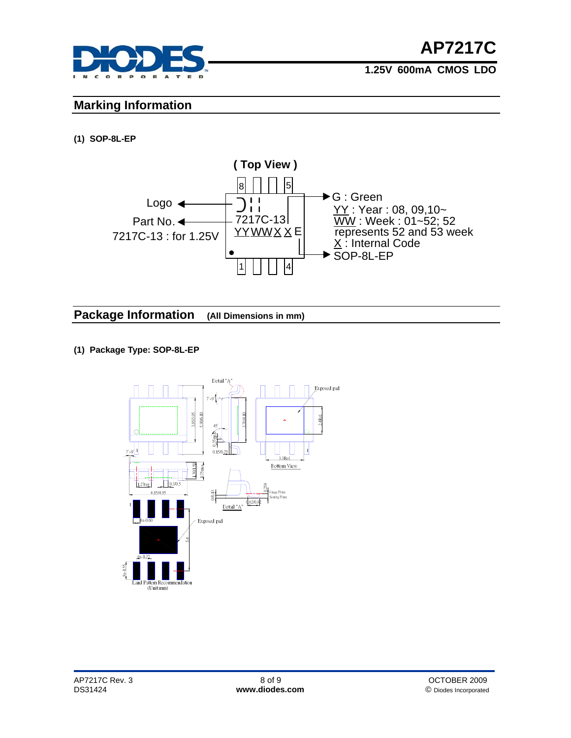## Marking Information

**(1) SOP-8L-EP**

( Top View )

- Logo
- Part No.
- 7217C-13 : for 1.25V

7217C-13
YYWWXXE

- G : Green
- YY : Year : 08, 09,10~
- WW : Week : 01~52; 52 represents 52 and 53 week
- X : Internal Code
- SOP-8L-EP

## Package Information (All Dimensions in mm)

**(1) Package Type: SOP-8L-EP**

Detail "A"
Exposed pad
Bottom View
Land Pattern Recommendation (Unit:mm)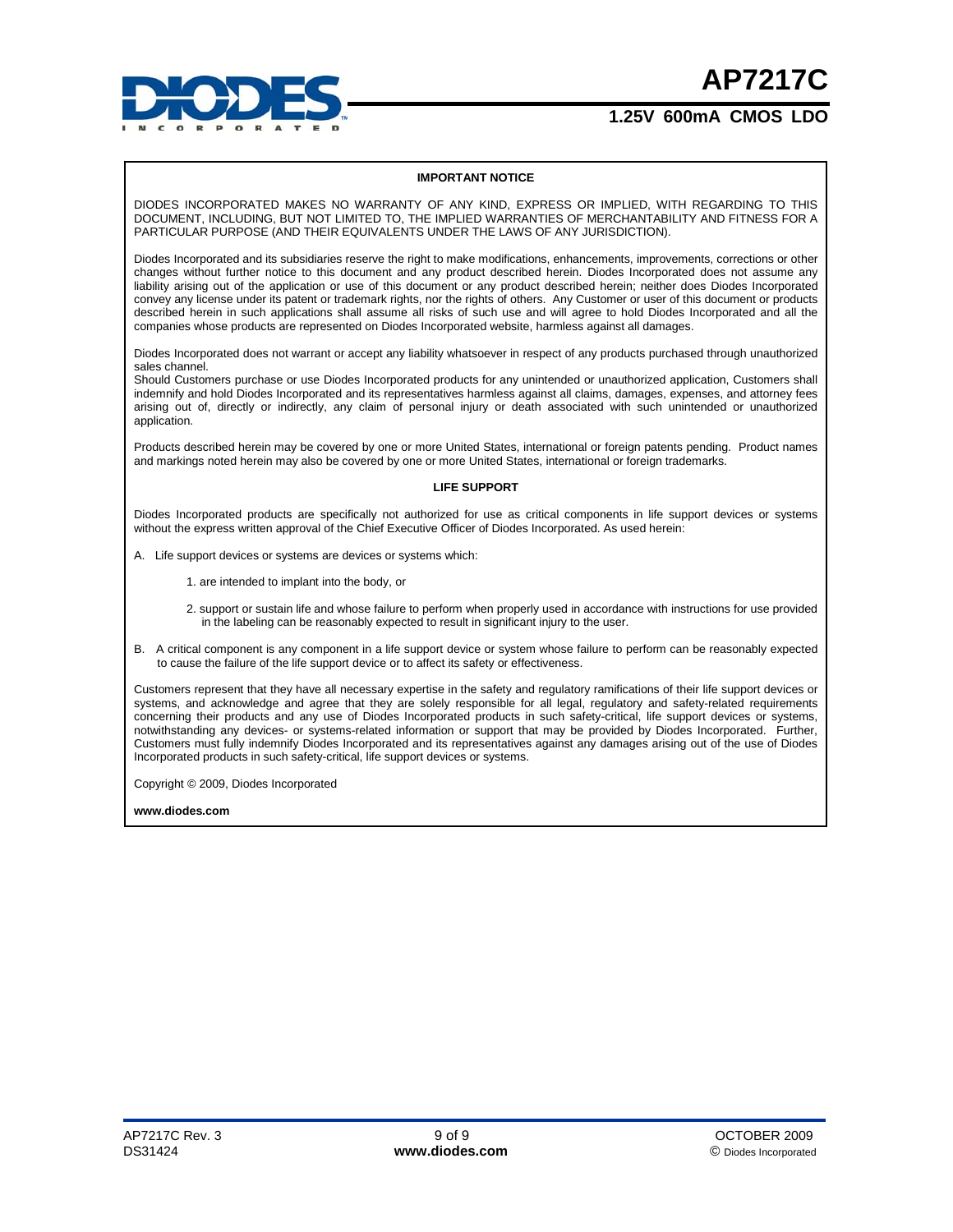#### IMPORTANT NOTICE

DIODES INCORPORATED MAKES NO WARRANTY OF ANY KIND, EXPRESS OR IMPLIED, WITH REGARDING TO THIS DOCUMENT, INCLUDING, BUT NOT LIMITED TO, THE IMPLIED WARRANTIES OF MERCHANTABILITY AND FITNESS FOR A PARTICULAR PURPOSE (AND THEIR EQUIVALENTS UNDER THE LAWS OF ANY JURISDICTION).

Diodes Incorporated and its subsidiaries reserve the right to make modifications, enhancements, improvements, corrections or other changes without further notice to this document and any product described herein. Diodes Incorporated does not assume any liability arising out of the application or use of this document or any product described herein; neither does Diodes Incorporated convey any license under its patent or trademark rights, nor the rights of others. Any Customer or user of this document or products described herein in such applications shall assume all risks of such use and will agree to hold Diodes Incorporated and all the companies whose products are represented on Diodes Incorporated website, harmless against all damages.

Diodes Incorporated does not warrant or accept any liability whatsoever in respect of any products purchased through unauthorized sales channel.
Should Customers purchase or use Diodes Incorporated products for any unintended or unauthorized application, Customers shall indemnify and hold Diodes Incorporated and its representatives harmless against all claims, damages, expenses, and attorney fees arising out of, directly or indirectly, any claim of personal injury or death associated with such unintended or unauthorized application.

Products described herein may be covered by one or more United States, international or foreign patents pending. Product names and markings noted herein may also be covered by one or more United States, international or foreign trademarks.

#### LIFE SUPPORT

Diodes Incorporated products are specifically not authorized for use as critical components in life support devices or systems without the express written approval of the Chief Executive Officer of Diodes Incorporated. As used herein:

A. Life support devices or systems are devices or systems which:

   1. are intended to implant into the body, or

   2. support or sustain life and whose failure to perform when properly used in accordance with instructions for use provided in the labeling can be reasonably expected to result in significant injury to the user.

B. A critical component is any component in a life support device or system whose failure to perform can be reasonably expected to cause the failure of the life support device or to affect its safety or effectiveness.

Customers represent that they have all necessary expertise in the safety and regulatory ramifications of their life support devices or systems, and acknowledge and agree that they are solely responsible for all legal, regulatory and safety-related requirements concerning their products and any use of Diodes Incorporated products in such safety-critical, life support devices or systems, notwithstanding any devices- or systems-related information or support that may be provided by Diodes Incorporated. Further, Customers must fully indemnify Diodes Incorporated and its representatives against any damages arising out of the use of Diodes Incorporated products in such safety-critical, life support devices or systems.

Copyright © 2009, Diodes Incorporated

**www.diodes.com**